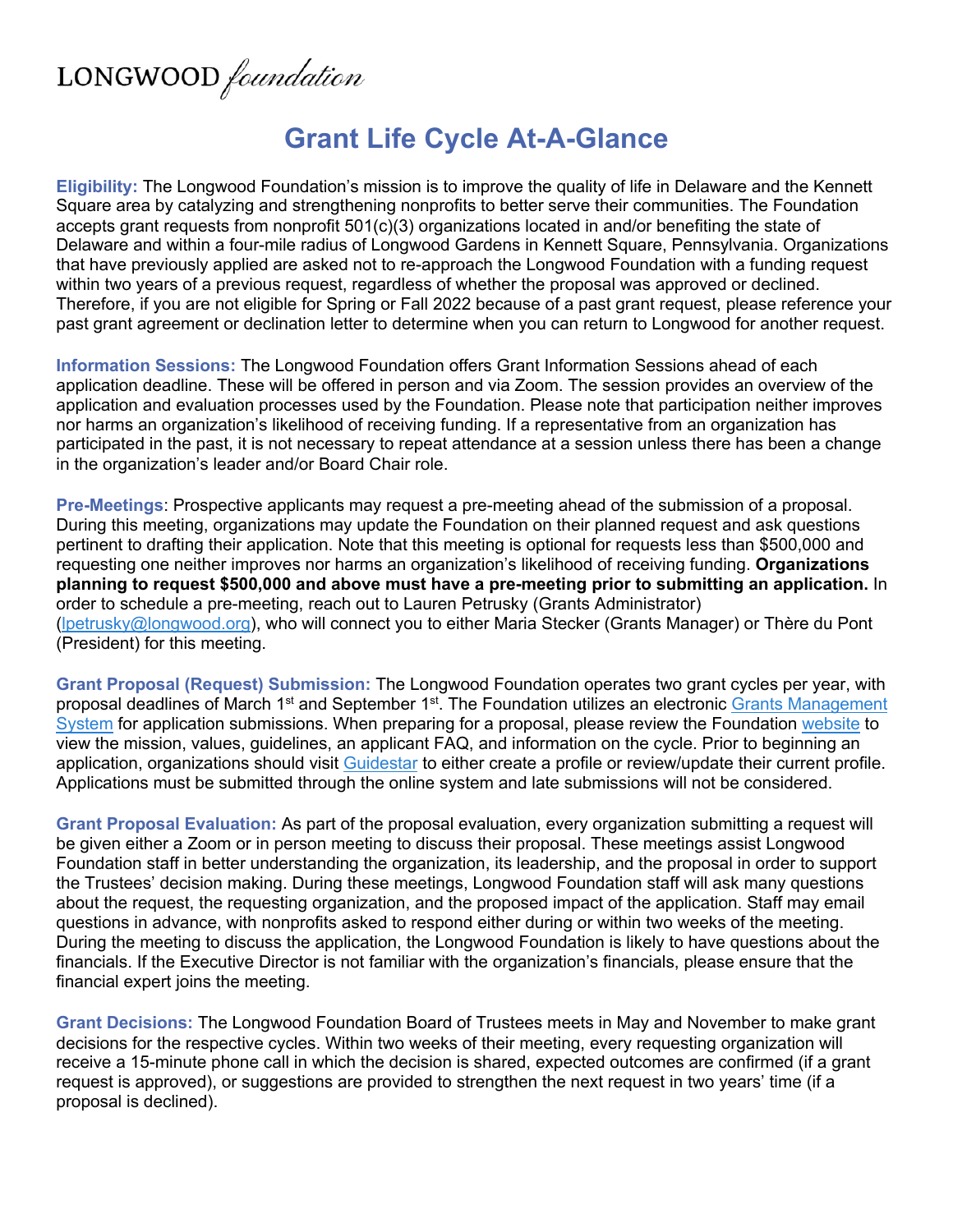LONGWOOD *foundation*

# Grant Life Cycle At-A-Glance

**Eligibility:** The Longwood Foundation's mission is to improve the quality of life in Delaware and the Kennett Square area by catalyzing and strengthening nonprofits to better serve their communities. The Foundation accepts grant requests from nonprofit 501(c)(3) organizations located in and/or benefiting the state of Delaware and within a four-mile radius of Longwood Gardens in Kennett Square, Pennsylvania. Organizations that have previously applied are asked not to re-approach the Longwood Foundation with a funding request within two years of a previous request, regardless of whether the proposal was approved or declined. Therefore, if you are not eligible for Spring or Fall 2022 because of a past grant request, please reference your past grant agreement or declination letter to determine when you can return to Longwood for another request.

**Information Sessions:** The Longwood Foundation offers Grant Information Sessions ahead of each application deadline. These will be offered in person and via Zoom. The session provides an overview of the application and evaluation processes used by the Foundation. Please note that participation neither improves nor harms an organization's likelihood of receiving funding. If a representative from an organization has participated in the past, it is not necessary to repeat attendance at a session unless there has been a change in the organization's leader and/or Board Chair role.

**Pre-Meetings**: Prospective applicants may request a pre-meeting ahead of the submission of a proposal. During this meeting, organizations may update the Foundation on their planned request and ask questions pertinent to drafting their application. Note that this meeting is optional for requests less than $500,000 and requesting one neither improves nor harms an organization's likelihood of receiving funding. **Organizations planning to request $500,000 and above must have a pre-meeting prior to submitting an application.** In order to schedule a pre-meeting, reach out to Lauren Petrusky (Grants Administrator) (lpetrusky@longwood.org), who will connect you to either Maria Stecker (Grants Manager) or Thère du Pont (President) for this meeting.

**Grant Proposal (Request) Submission:** The Longwood Foundation operates two grant cycles per year, with proposal deadlines of March 1st and September 1st. The Foundation utilizes an electronic Grants Management System for application submissions. When preparing for a proposal, please review the Foundation website to view the mission, values, guidelines, an applicant FAQ, and information on the cycle. Prior to beginning an application, organizations should visit Guidestar to either create a profile or review/update their current profile. Applications must be submitted through the online system and late submissions will not be considered.

**Grant Proposal Evaluation:** As part of the proposal evaluation, every organization submitting a request will be given either a Zoom or in person meeting to discuss their proposal. These meetings assist Longwood Foundation staff in better understanding the organization, its leadership, and the proposal in order to support the Trustees' decision making. During these meetings, Longwood Foundation staff will ask many questions about the request, the requesting organization, and the proposed impact of the application. Staff may email questions in advance, with nonprofits asked to respond either during or within two weeks of the meeting. During the meeting to discuss the application, the Longwood Foundation is likely to have questions about the financials. If the Executive Director is not familiar with the organization's financials, please ensure that the financial expert joins the meeting.

**Grant Decisions:** The Longwood Foundation Board of Trustees meets in May and November to make grant decisions for the respective cycles. Within two weeks of their meeting, every requesting organization will receive a 15-minute phone call in which the decision is shared, expected outcomes are confirmed (if a grant request is approved), or suggestions are provided to strengthen the next request in two years' time (if a proposal is declined).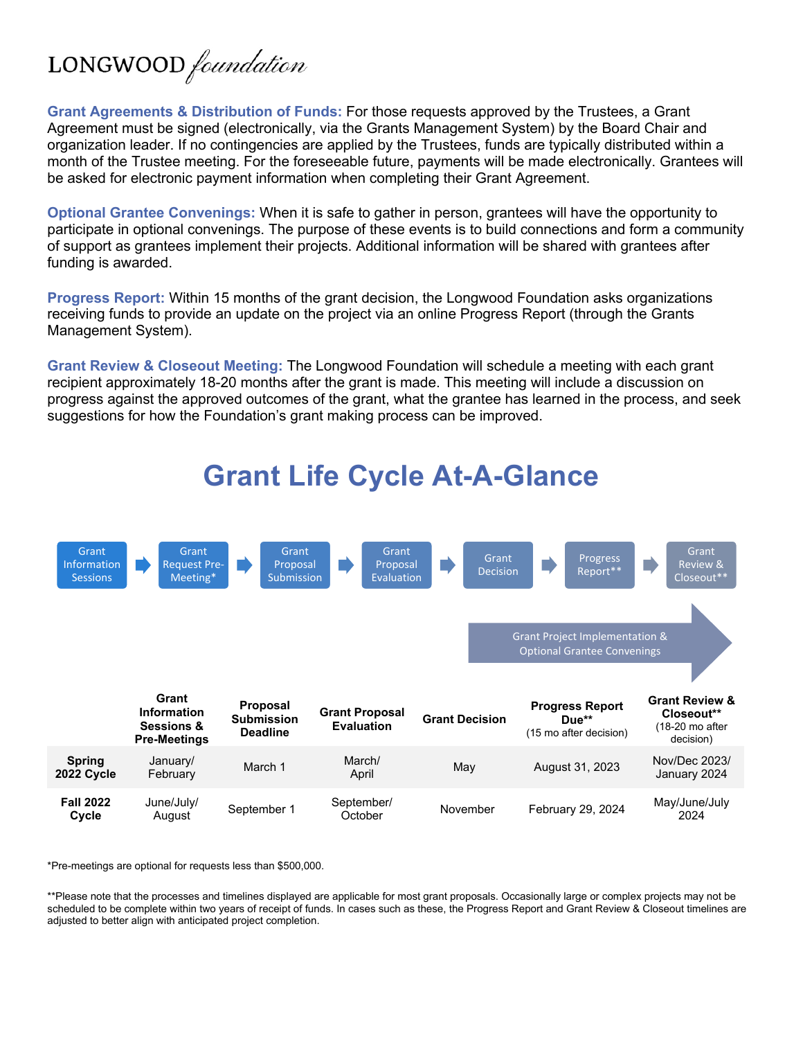LONGWOOD *foundation*

**Grant Agreements & Distribution of Funds:** For those requests approved by the Trustees, a Grant Agreement must be signed (electronically, via the Grants Management System) by the Board Chair and organization leader. If no contingencies are applied by the Trustees, funds are typically distributed within a month of the Trustee meeting. For the foreseeable future, payments will be made electronically. Grantees will be asked for electronic payment information when completing their Grant Agreement.

**Optional Grantee Convenings:** When it is safe to gather in person, grantees will have the opportunity to participate in optional convenings. The purpose of these events is to build connections and form a community of support as grantees implement their projects. Additional information will be shared with grantees after funding is awarded.

**Progress Report:** Within 15 months of the grant decision, the Longwood Foundation asks organizations receiving funds to provide an update on the project via an online Progress Report (through the Grants Management System).

**Grant Review & Closeout Meeting:** The Longwood Foundation will schedule a meeting with each grant recipient approximately 18-20 months after the grant is made. This meeting will include a discussion on progress against the approved outcomes of the grant, what the grantee has learned in the process, and seek suggestions for how the Foundation's grant making process can be improved.

## Grant Life Cycle At-A-Glance

Grant Information Sessions → Grant Request Pre-Meeting* → Grant Proposal Submission → Grant Proposal Evaluation → Grant Decision → Progress Report** → Grant Review & Closeout**

Grant Project Implementation & Optional Grantee Convenings

| | Grant Information Sessions & Pre-Meetings | Proposal Submission Deadline | Grant Proposal Evaluation | Grant Decision | Progress Report Due** (15 mo after decision) | Grant Review & Closeout** (18-20 mo after decision) |
|---|---|---|---|---|---|---|
| **Spring 2022 Cycle** | January/ February | March 1 | March/ April | May | August 31, 2023 | Nov/Dec 2023/ January 2024 |
| **Fall 2022 Cycle** | June/July/ August | September 1 | September/ October | November | February 29, 2024 | May/June/July 2024 |

*Pre-meetings are optional for requests less than $500,000.

**Please note that the processes and timelines displayed are applicable for most grant proposals. Occasionally large or complex projects may not be scheduled to be complete within two years of receipt of funds. In cases such as these, the Progress Report and Grant Review & Closeout timelines are adjusted to better align with anticipated project completion.